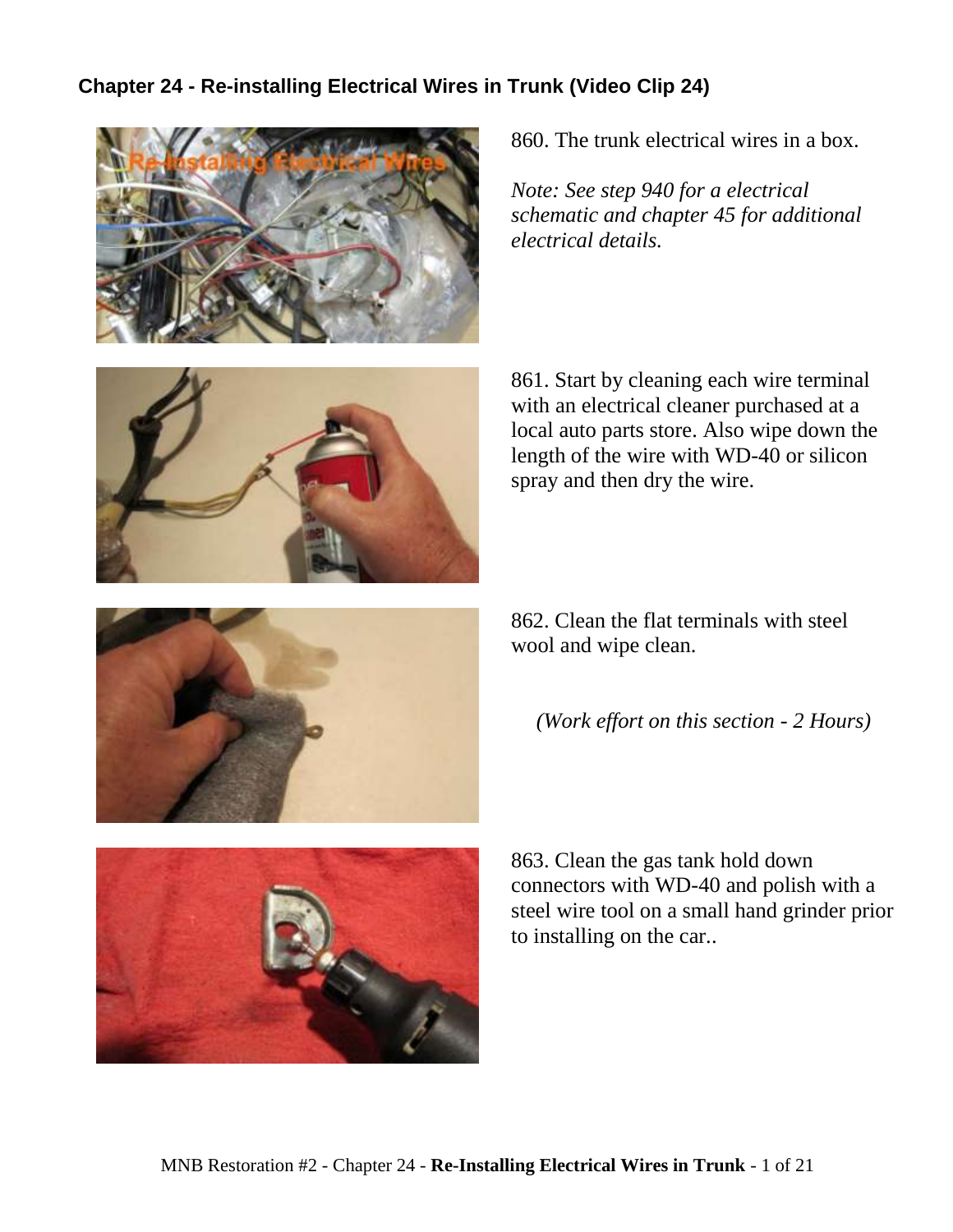## Chapter 24 - Re-installing Electrical Wires in Trunk (Video Clip 24)

860. The trunk electrical wires in a box.

*Note: See step 940 for a electrical schematic and chapter 45 for additional electrical details.*

861. Start by cleaning each wire terminal with an electrical cleaner purchased at a local auto parts store. Also wipe down the length of the wire with WD-40 or silicon spray and then dry the wire.

862. Clean the flat terminals with steel wool and wipe clean.

*(Work effort on this section - 2 Hours)*

863. Clean the gas tank hold down connectors with WD-40 and polish with a steel wire tool on a small hand grinder prior to installing on the car..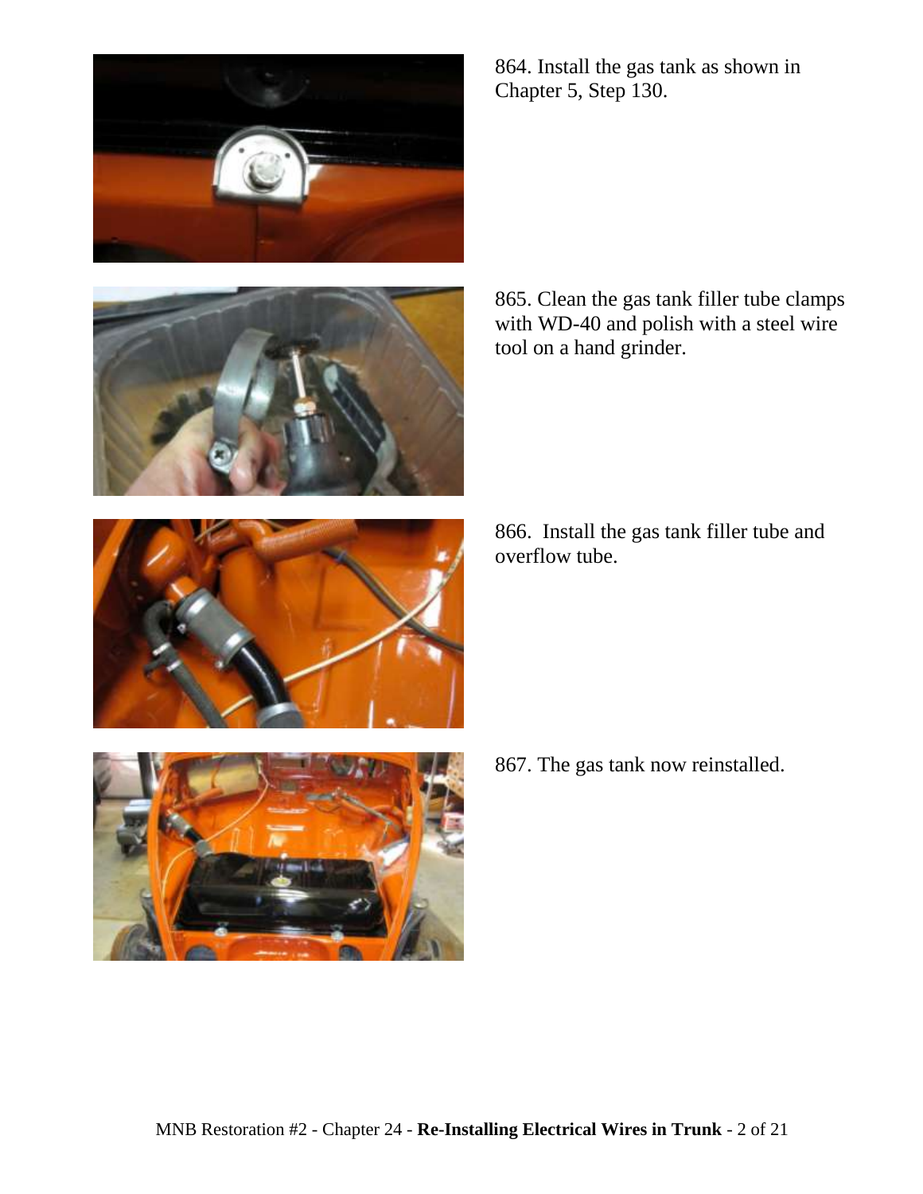864. Install the gas tank as shown in Chapter 5, Step 130.

865. Clean the gas tank filler tube clamps with WD-40 and polish with a steel wire tool on a hand grinder.

866. Install the gas tank filler tube and overflow tube.

867. The gas tank now reinstalled.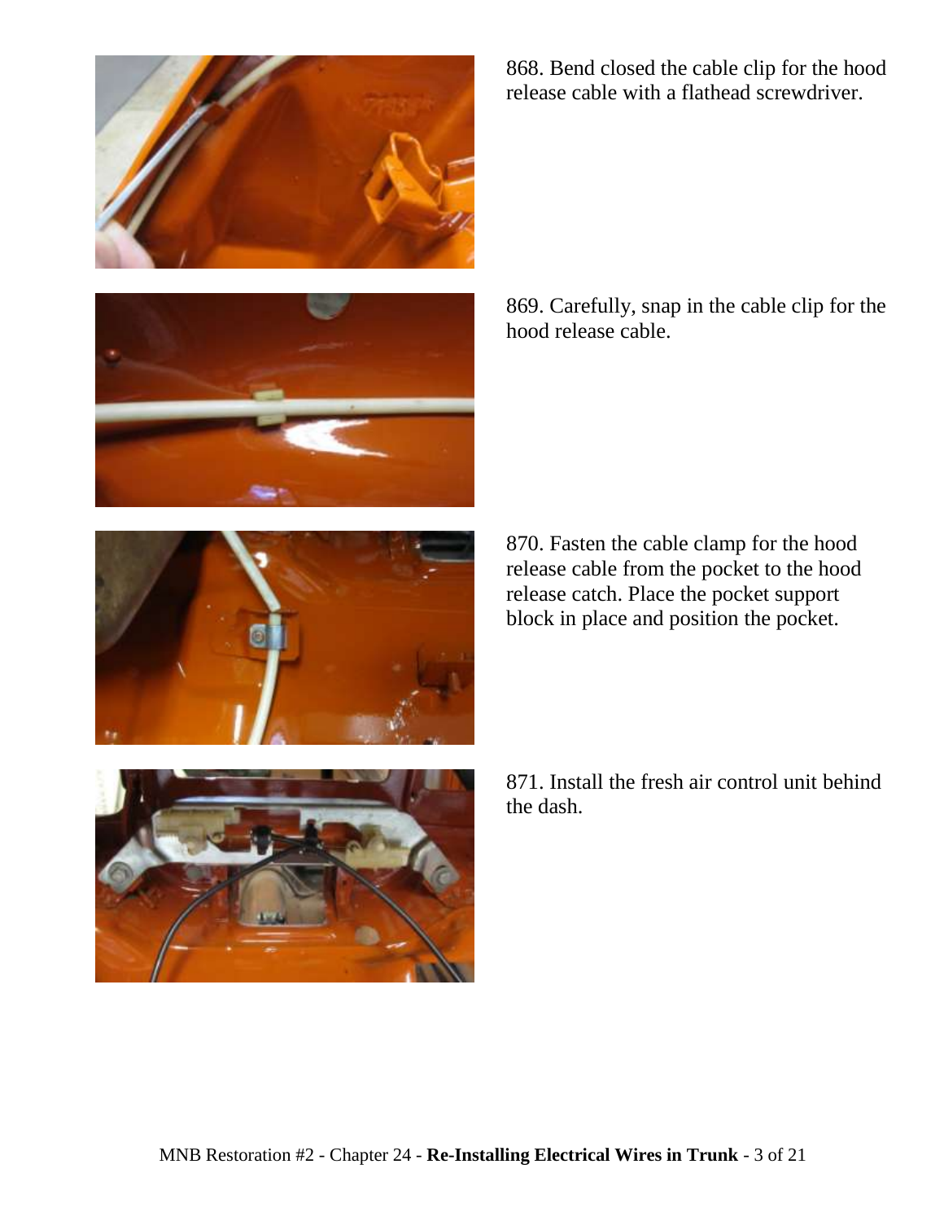868. Bend closed the cable clip for the hood release cable with a flathead screwdriver.

869. Carefully, snap in the cable clip for the hood release cable.

870. Fasten the cable clamp for the hood release cable from the pocket to the hood release catch. Place the pocket support block in place and position the pocket.

871. Install the fresh air control unit behind the dash.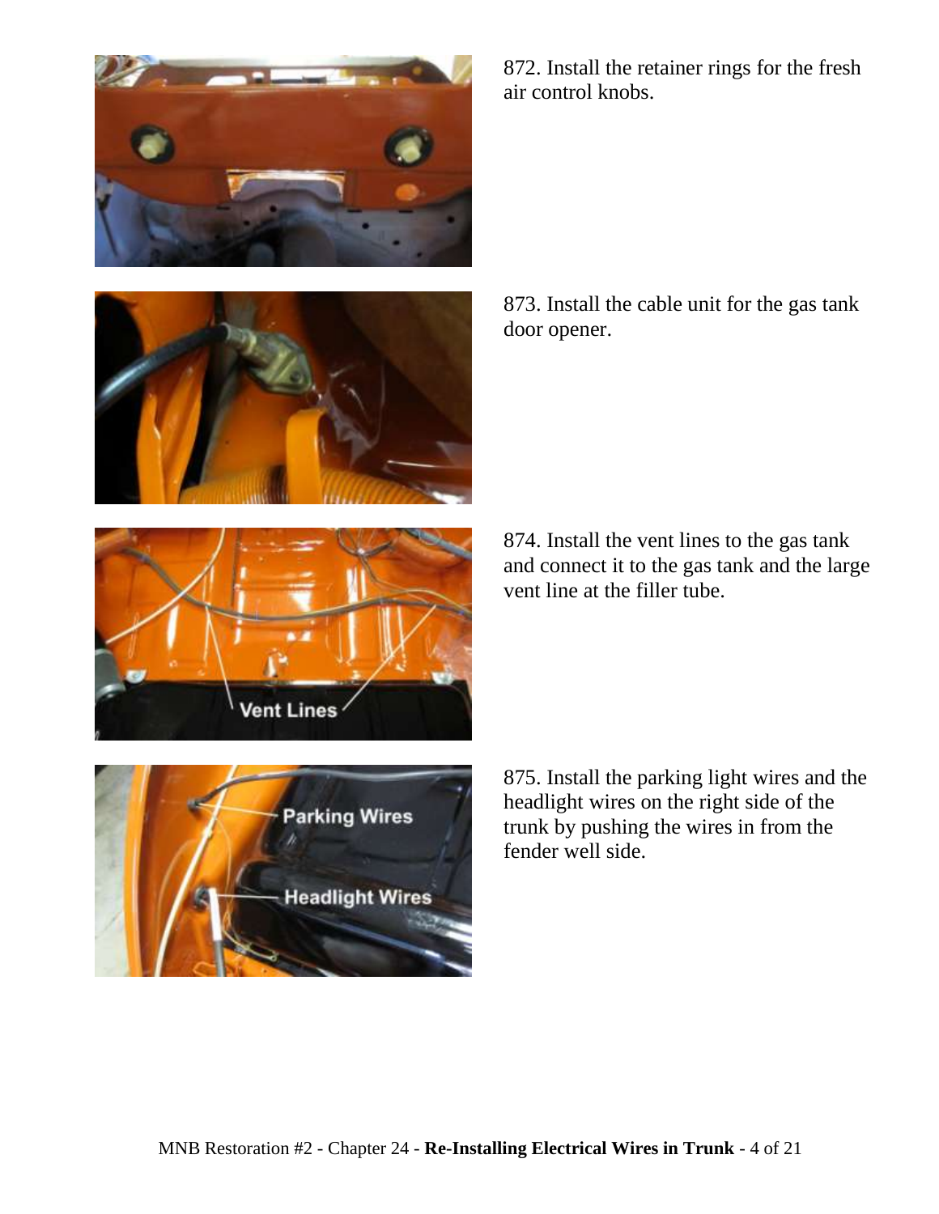872. Install the retainer rings for the fresh air control knobs.

873. Install the cable unit for the gas tank door opener.

874. Install the vent lines to the gas tank and connect it to the gas tank and the large vent line at the filler tube.

875. Install the parking light wires and the headlight wires on the right side of the trunk by pushing the wires in from the fender well side.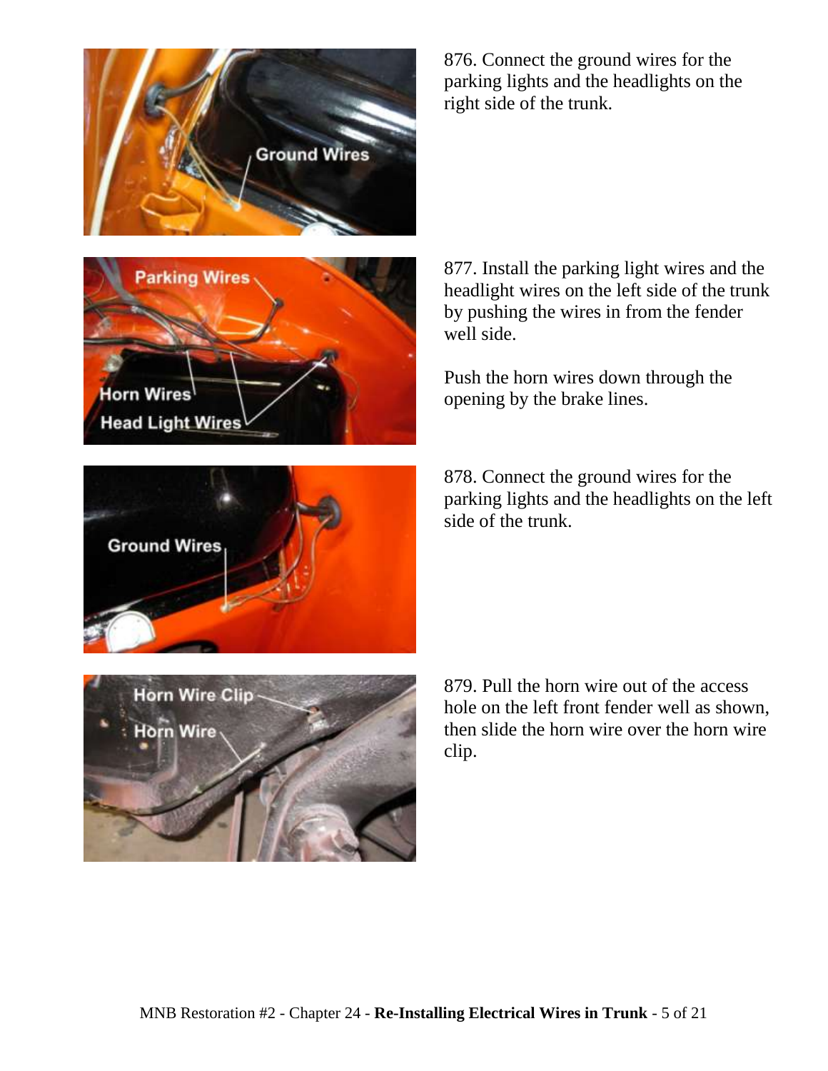876. Connect the ground wires for the parking lights and the headlights on the right side of the trunk.

877. Install the parking light wires and the headlight wires on the left side of the trunk by pushing the wires in from the fender well side.

Push the horn wires down through the opening by the brake lines.

878. Connect the ground wires for the parking lights and the headlights on the left side of the trunk.

879. Pull the horn wire out of the access hole on the left front fender well as shown, then slide the horn wire over the horn wire clip.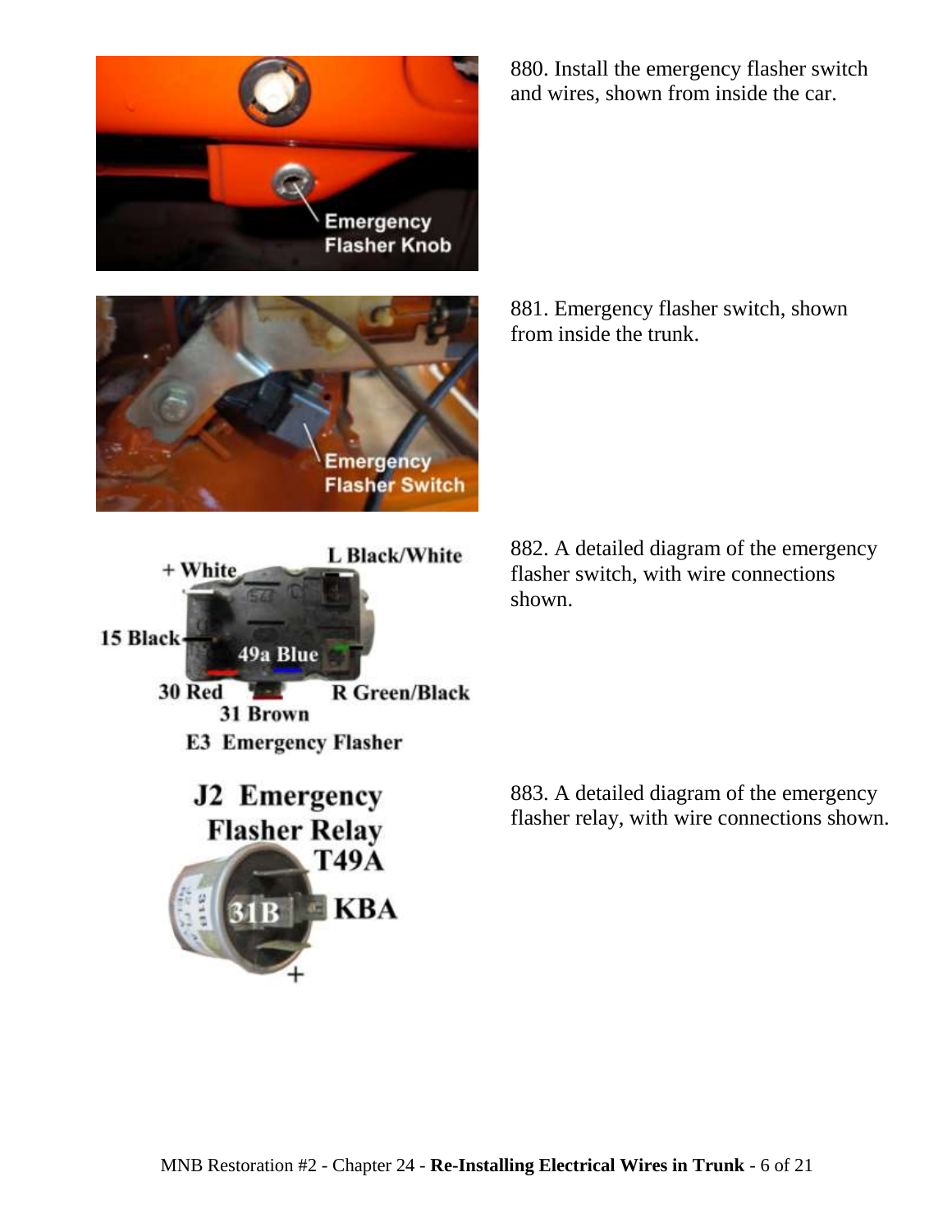880. Install the emergency flasher switch and wires, shown from inside the car.

881. Emergency flasher switch, shown from inside the trunk.

882. A detailed diagram of the emergency flasher switch, with wire connections shown.

883. A detailed diagram of the emergency flasher relay, with wire connections shown.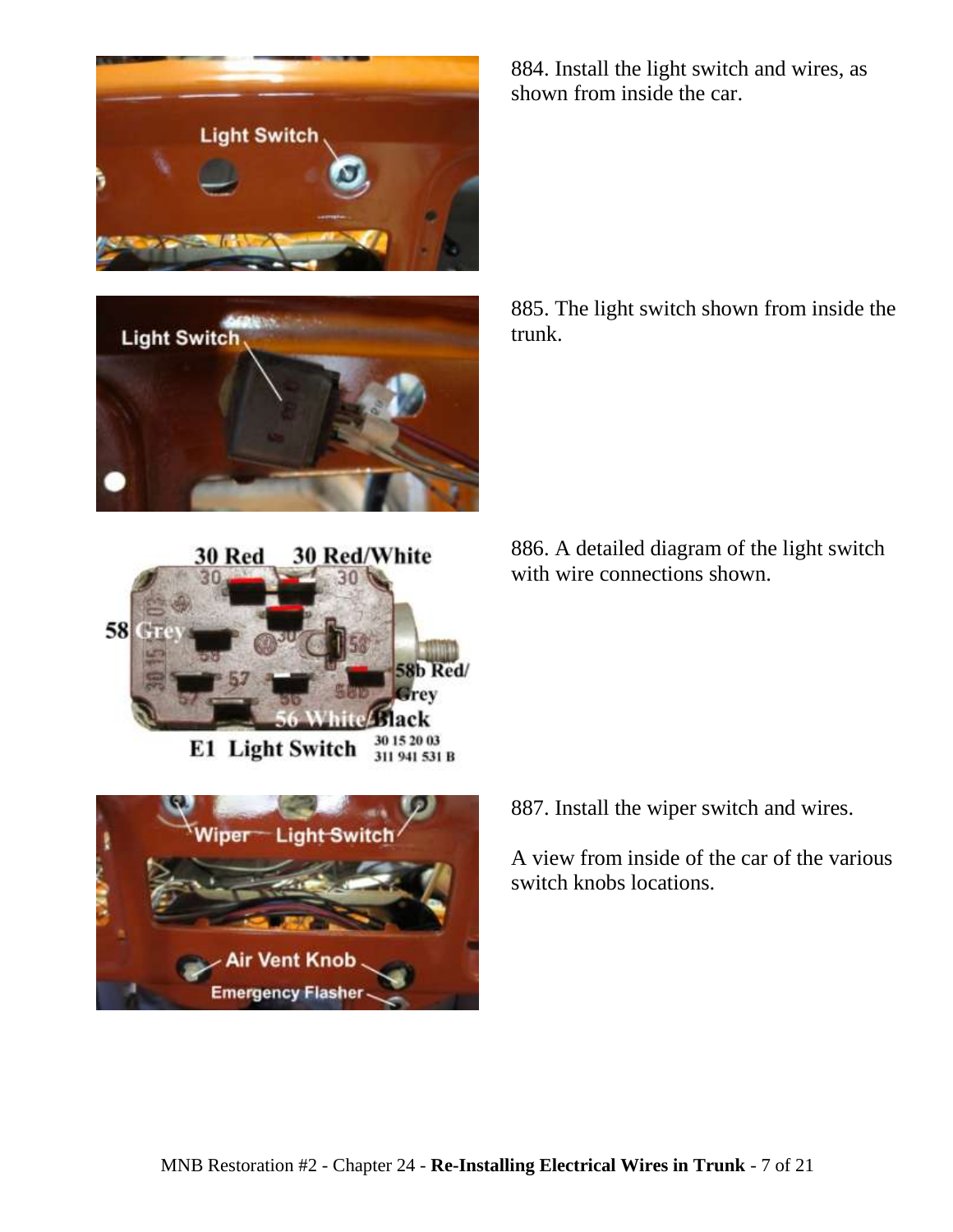884. Install the light switch and wires, as shown from inside the car.

885. The light switch shown from inside the trunk.

886. A detailed diagram of the light switch with wire connections shown.

887. Install the wiper switch and wires.

A view from inside of the car of the various switch knobs locations.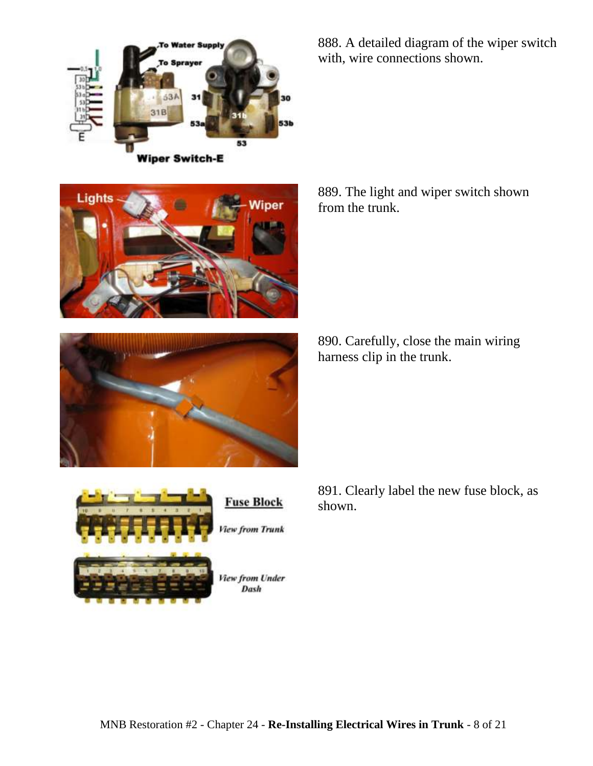888. A detailed diagram of the wiper switch with, wire connections shown.

889. The light and wiper switch shown from the trunk.

890. Carefully, close the main wiring harness clip in the trunk.

891. Clearly label the new fuse block, as shown.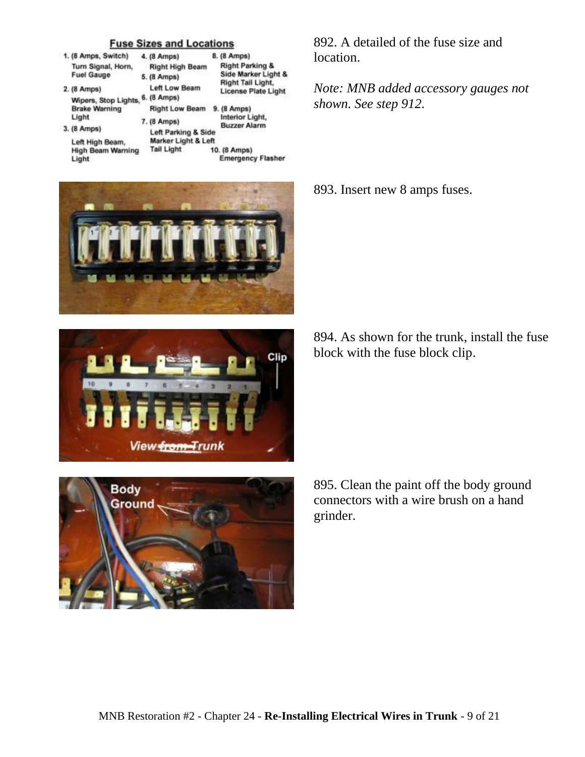## Fuse Sizes and Locations

1. (8 Amps, Switch) Turn Signal, Horn, Fuel Gauge
2. (8 Amps) Wipers, Stop Lights, Brake Warning Light
3. (8 Amps) Left High Beam, High Beam Warning Light
4. (8 Amps) Right High Beam
5. (8 Amps) Left Low Beam
6. (8 Amps) Right Low Beam
7. (8 Amps) Left Parking & Side Marker Light & Left Tail Light
8. (8 Amps) Right Parking & Side Marker Light & Right Tail Light, License Plate Light
9. (8 Amps) Interior Light, Buzzer Alarm
10. (8 Amps) Emergency Flasher

892. A detailed of the fuse size and location.

*Note: MNB added accessory gauges not shown. See step 912.*

893. Insert new 8 amps fuses.

894. As shown for the trunk, install the fuse block with the fuse block clip.

895. Clean the paint off the body ground connectors with a wire brush on a hand grinder.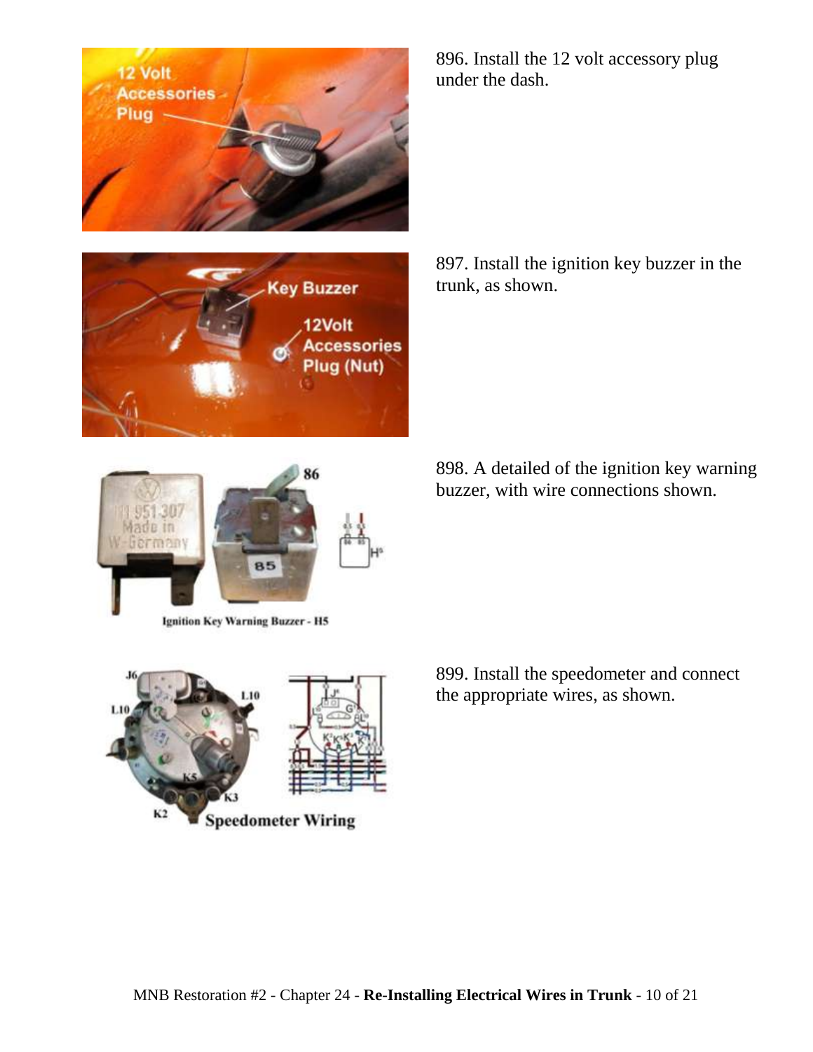896. Install the 12 volt accessory plug under the dash.

897. Install the ignition key buzzer in the trunk, as shown.

898. A detailed of the ignition key warning buzzer, with wire connections shown.

Ignition Key Warning Buzzer - H5

899. Install the speedometer and connect the appropriate wires, as shown.

Speedometer Wiring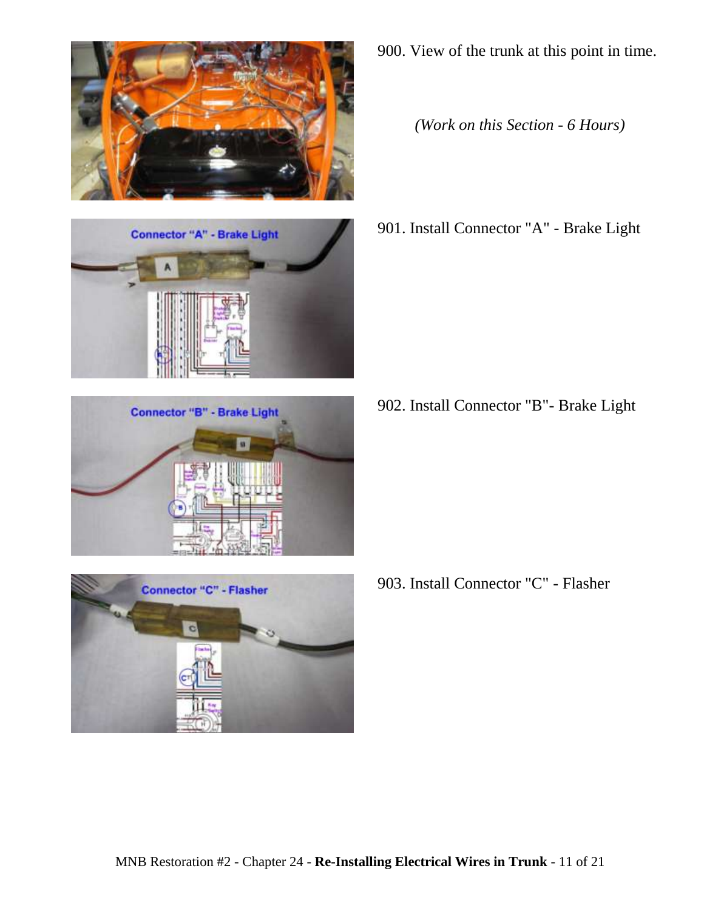900. View of the trunk at this point in time.

*(Work on this Section - 6 Hours)*

901. Install Connector "A" - Brake Light

902. Install Connector "B"- Brake Light

903. Install Connector "C" - Flasher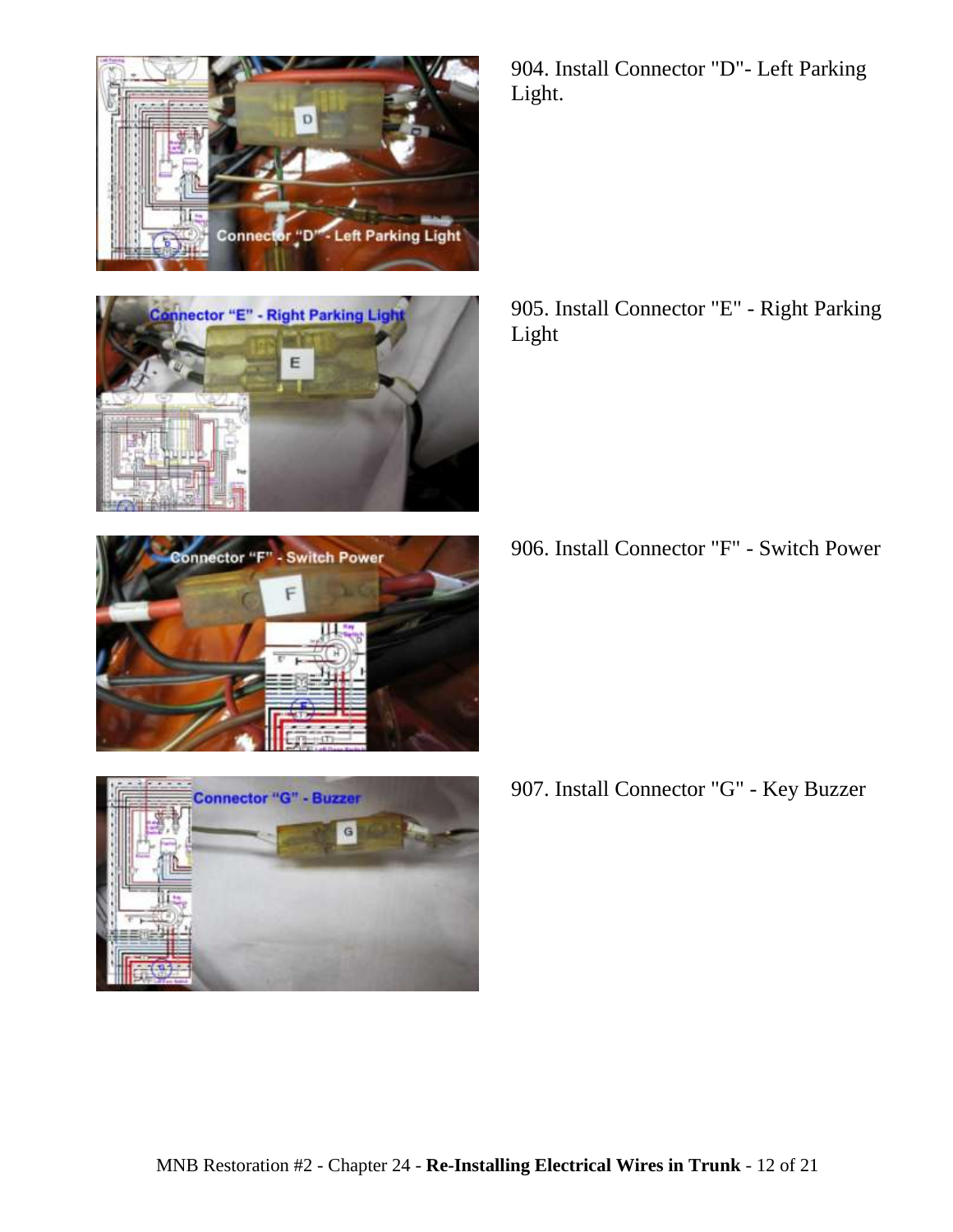904. Install Connector "D"- Left Parking Light.

905. Install Connector "E" - Right Parking Light

906. Install Connector "F" - Switch Power

907. Install Connector "G" - Key Buzzer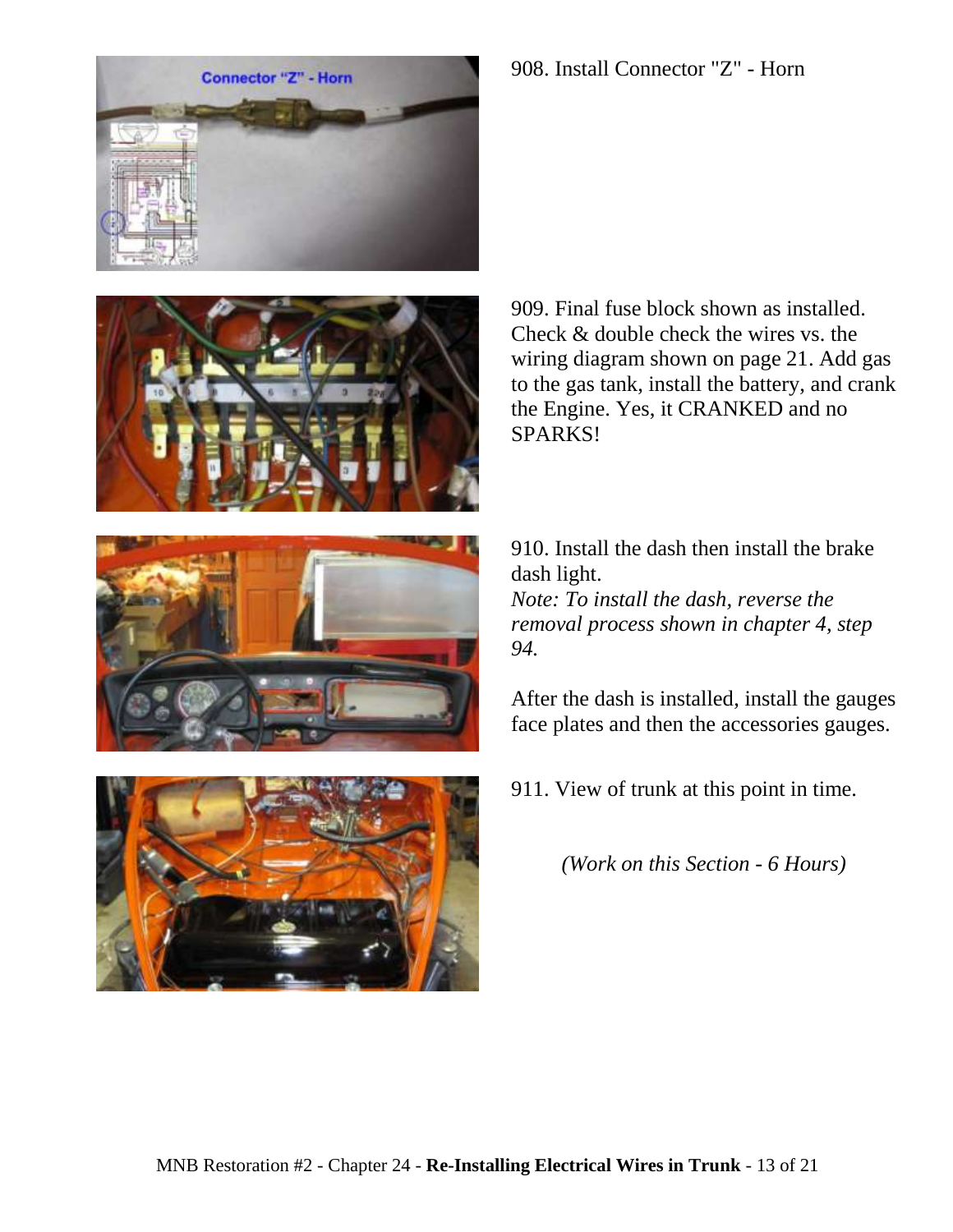908. Install Connector "Z" - Horn

909. Final fuse block shown as installed. Check & double check the wires vs. the wiring diagram shown on page 21. Add gas to the gas tank, install the battery, and crank the Engine. Yes, it CRANKED and no SPARKS!

910. Install the dash then install the brake dash light.
*Note: To install the dash, reverse the removal process shown in chapter 4, step 94.*

After the dash is installed, install the gauges face plates and then the accessories gauges.

911. View of trunk at this point in time.

*(Work on this Section - 6 Hours)*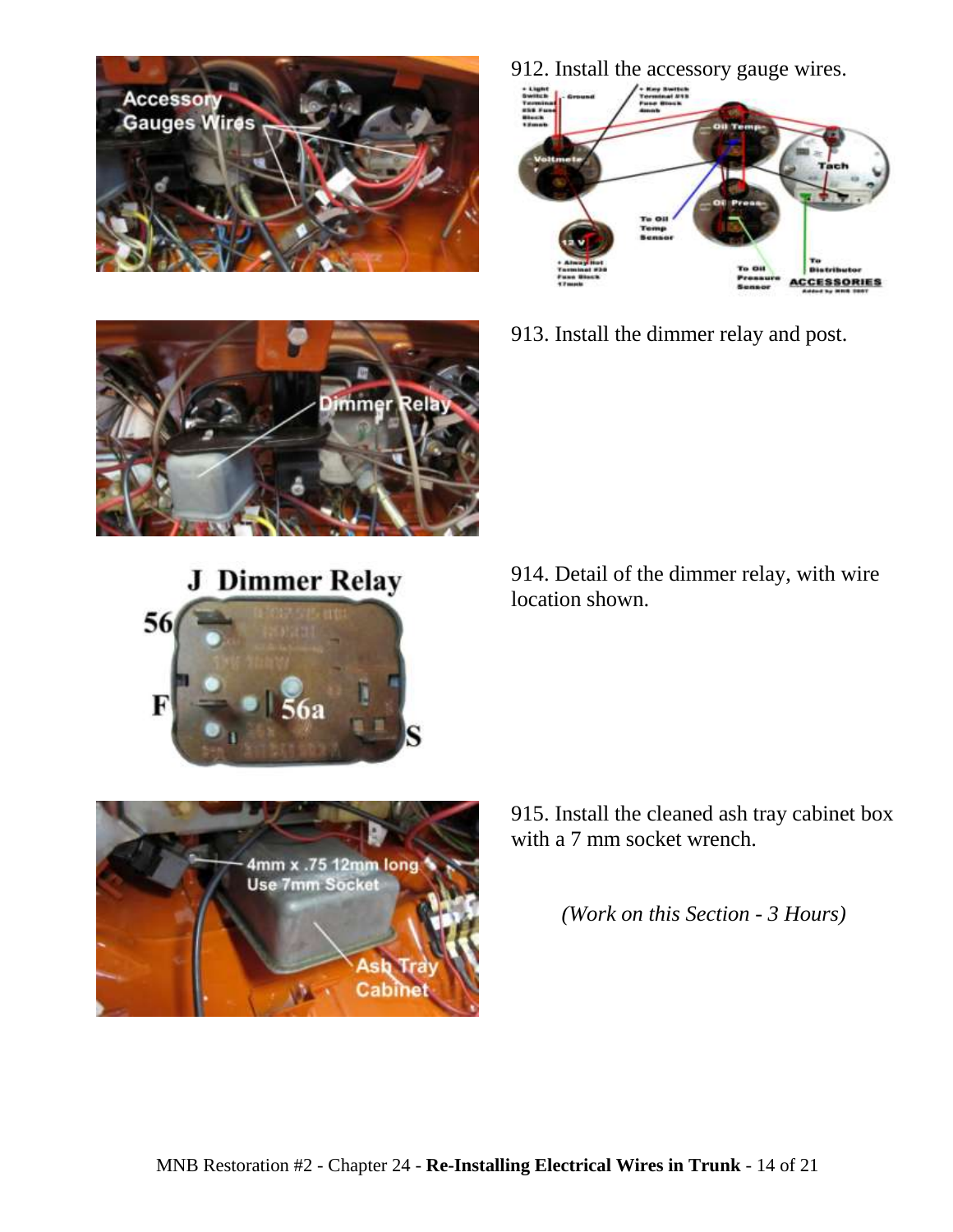912. Install the accessory gauge wires.

913. Install the dimmer relay and post.

914. Detail of the dimmer relay, with wire location shown.

915. Install the cleaned ash tray cabinet box with a 7 mm socket wrench.

*(Work on this Section - 3 Hours)*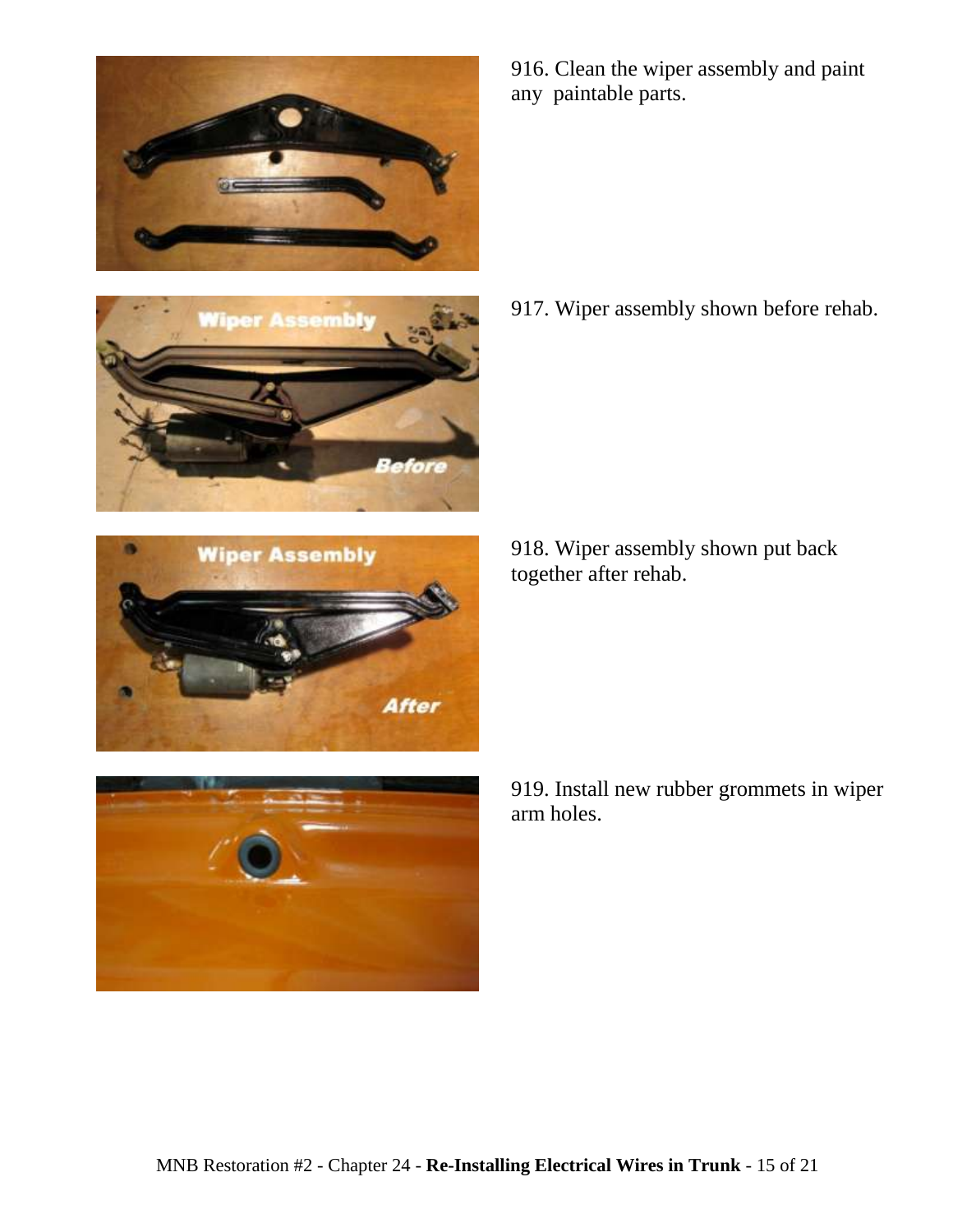916. Clean the wiper assembly and paint any  paintable parts.

917. Wiper assembly shown before rehab.

918. Wiper assembly shown put back together after rehab.

919. Install new rubber grommets in wiper arm holes.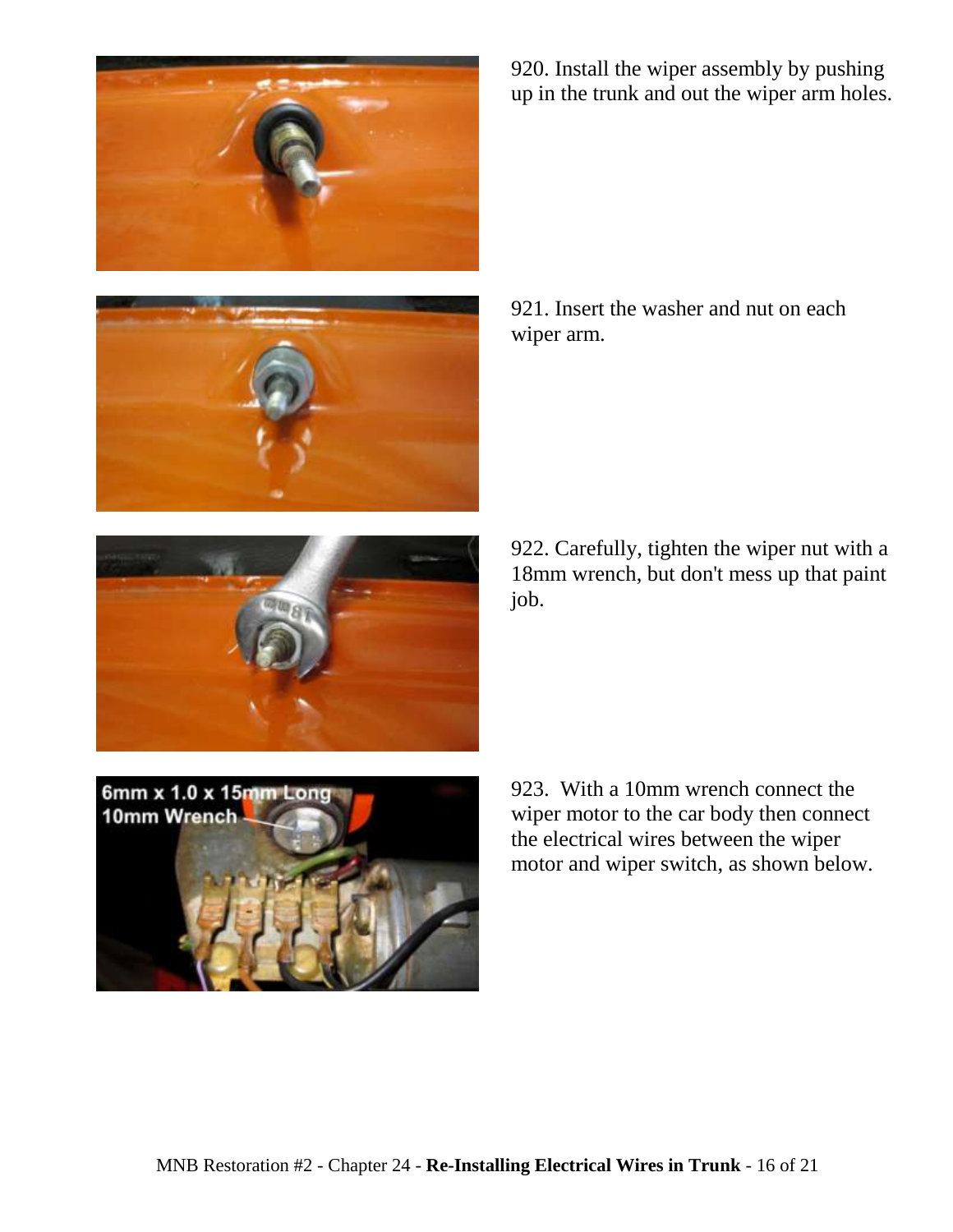920. Install the wiper assembly by pushing up in the trunk and out the wiper arm holes.

921. Insert the washer and nut on each wiper arm.

922. Carefully, tighten the wiper nut with a 18mm wrench, but don't mess up that paint job.

923. With a 10mm wrench connect the wiper motor to the car body then connect the electrical wires between the wiper motor and wiper switch, as shown below.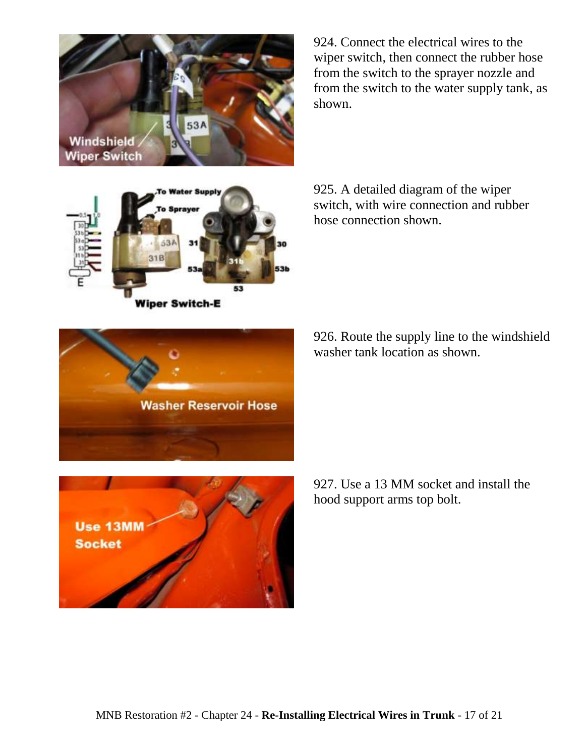924. Connect the electrical wires to the wiper switch, then connect the rubber hose from the switch to the sprayer nozzle and from the switch to the water supply tank, as shown.

925. A detailed diagram of the wiper switch, with wire connection and rubber hose connection shown.

926. Route the supply line to the windshield washer tank location as shown.

927. Use a 13 MM socket and install the hood support arms top bolt.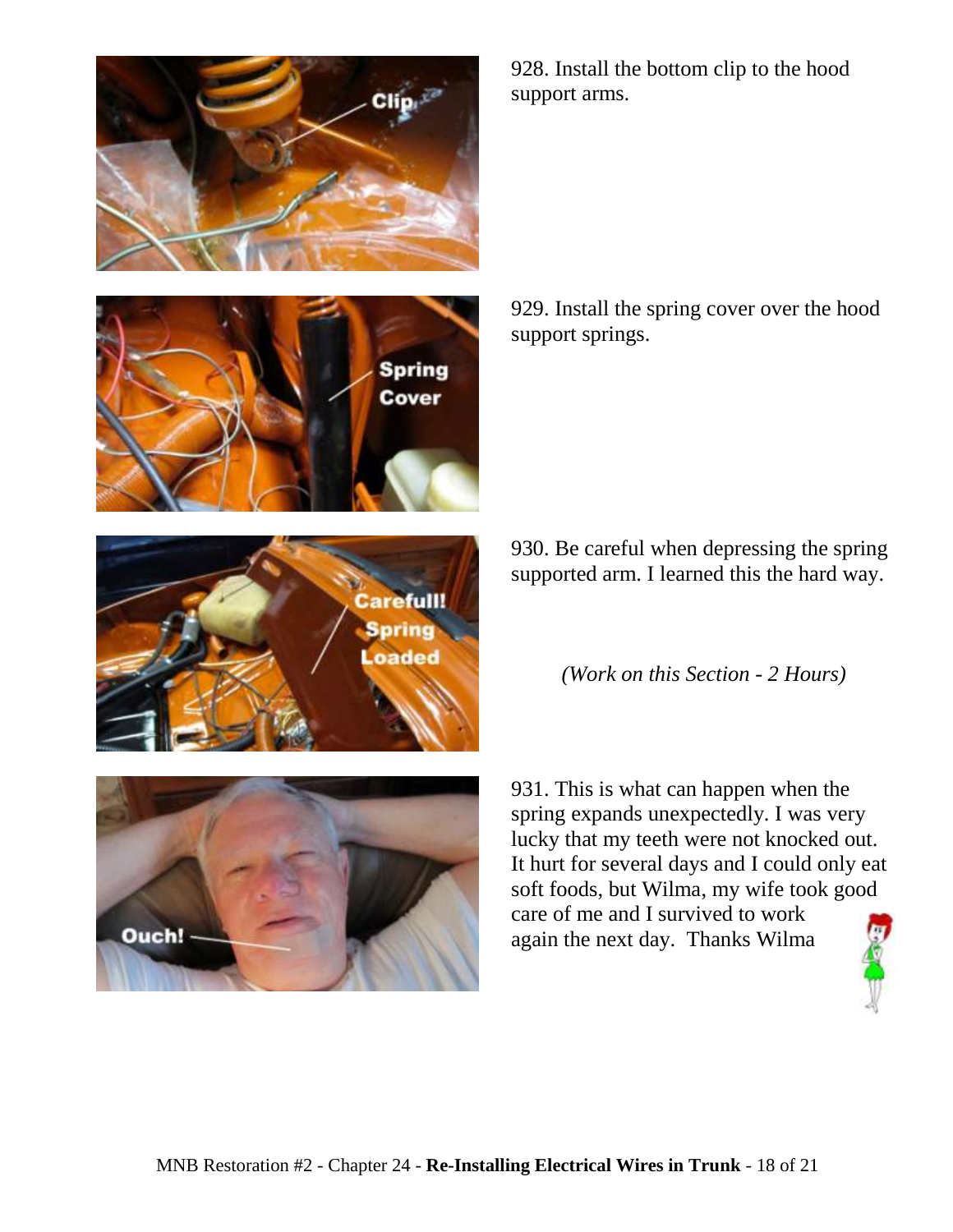928. Install the bottom clip to the hood support arms.

929. Install the spring cover over the hood support springs.

930. Be careful when depressing the spring supported arm. I learned this the hard way.

*(Work on this Section - 2 Hours)*

931. This is what can happen when the spring expands unexpectedly. I was very lucky that my teeth were not knocked out. It hurt for several days and I could only eat soft foods, but Wilma, my wife took good care of me and I survived to work again the next day. Thanks Wilma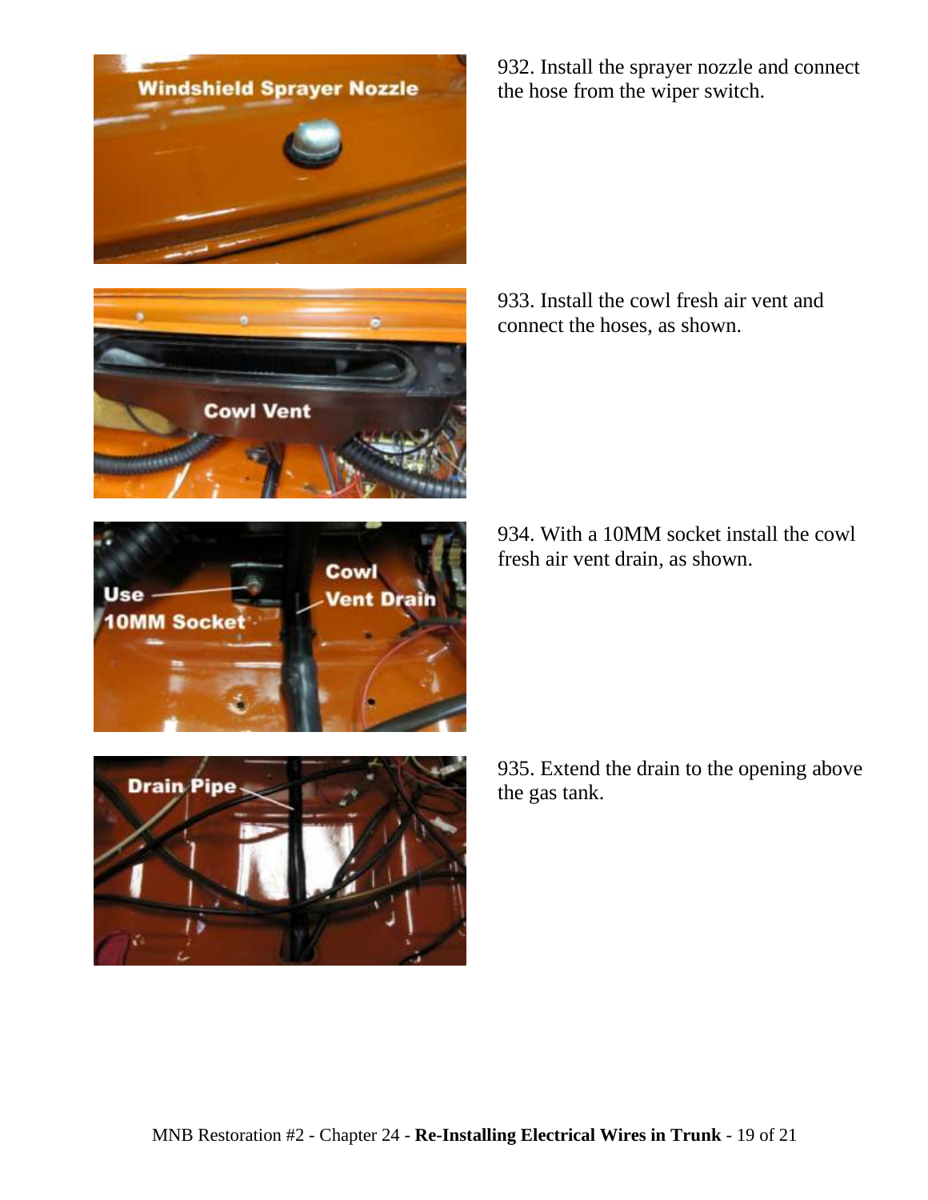932. Install the sprayer nozzle and connect the hose from the wiper switch.

933. Install the cowl fresh air vent and connect the hoses, as shown.

934. With a 10MM socket install the cowl fresh air vent drain, as shown.

935. Extend the drain to the opening above the gas tank.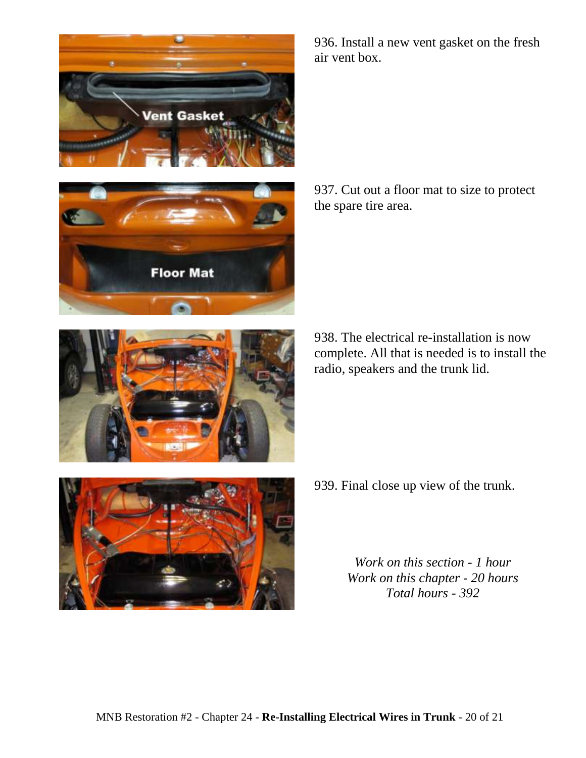936. Install a new vent gasket on the fresh air vent box.

937. Cut out a floor mat to size to protect the spare tire area.

938. The electrical re-installation is now complete. All that is needed is to install the radio, speakers and the trunk lid.

939. Final close up view of the trunk.

*Work on this section - 1 hour*
*Work on this chapter - 20 hours*
*Total hours - 392*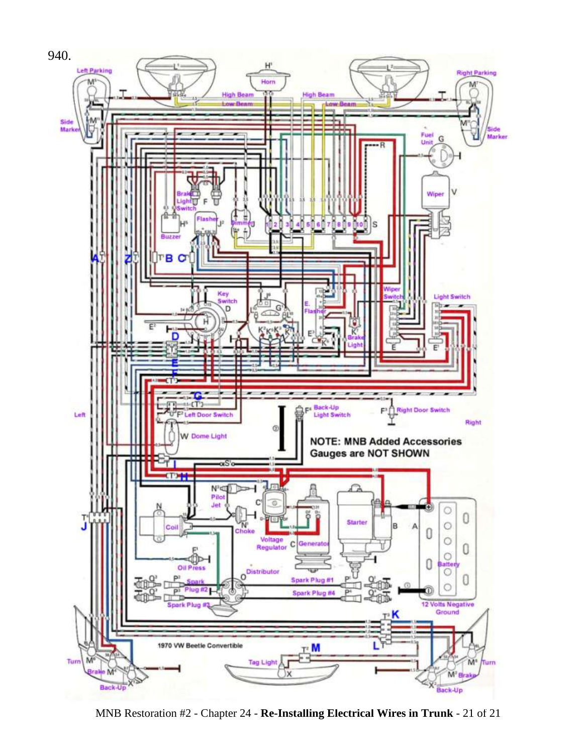940.

1970 VW Beetle Convertible

**NOTE: MNB Added Accessories Gauges are NOT SHOWN**

Left Parking
Side Marker
Horn
High Beam
Low Beam
Right Parking
Side Marker
Fuel Unit
Wiper
Brake Light Switch
Buzzer
Flasher
Dimmer
Key Switch
E. Flasher
Brake Light
Wiper Switch
Light Switch
Left Door Switch
Back-Up Light Switch
Right Door Switch
Left
Right
Dome Light
Pilot Jet
Choke
Coil
Voltage Regulator
Generator
Starter
Battery
Oil Press
Distributor
Spark Plug #1
Spark Plug #2
Spark Plug #3
Spark Plug #4
12 Volts Negative Ground
Turn
Brake
Back-Up
Tag Light